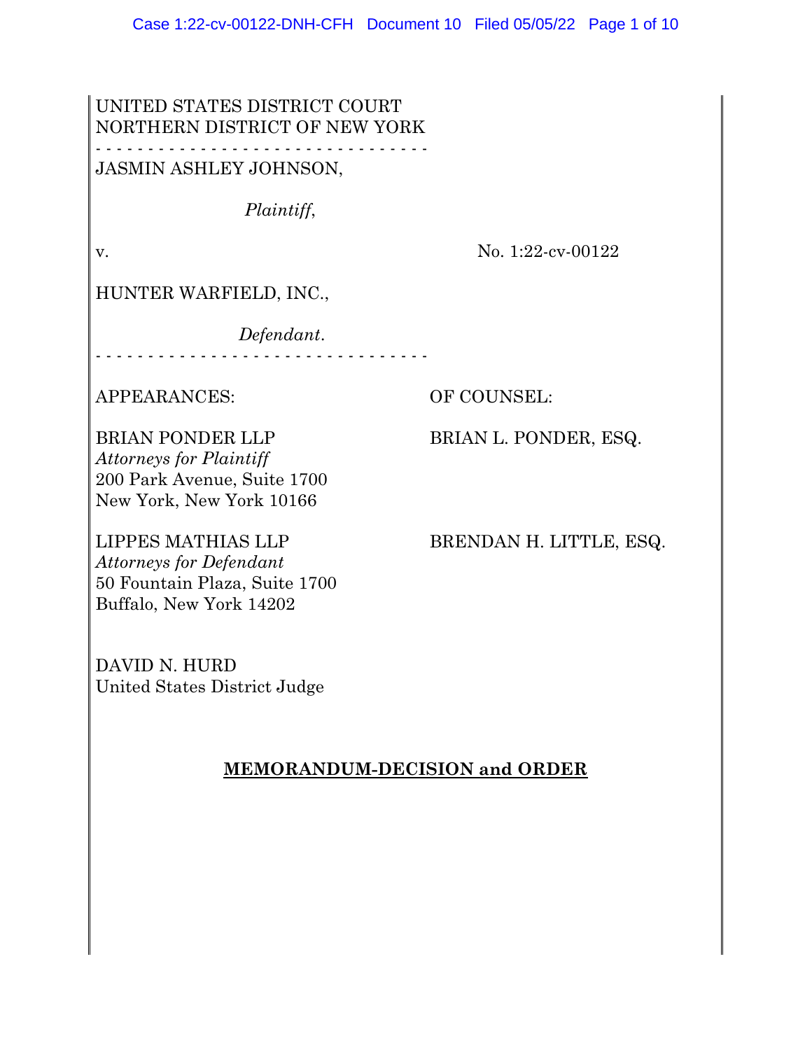UNITED STATES DISTRICT COURT
NORTHERN DISTRICT OF NEW YORK

- - - - - - - - - - - - - - - - - - - - - - - - - - - - - - - -

JASMIN ASHLEY JOHNSON,

*Plaintiff*,

v. No. 1:22-cv-00122

HUNTER WARFIELD, INC.,

*Defendant*.

- - - - - - - - - - - - - - - - - - - - - - - - - - - - - - - -

| APPEARANCES: | OF COUNSEL: |
|---|---|
| BRIAN PONDER LLP<br>*Attorneys for Plaintiff*<br>200 Park Avenue, Suite 1700<br>New York, New York 10166 | BRIAN L. PONDER, ESQ. |
| LIPPES MATHIAS LLP<br>*Attorneys for Defendant*<br>50 Fountain Plaza, Suite 1700<br>Buffalo, New York 14202 | BRENDAN H. LITTLE, ESQ. |

DAVID N. HURD
United States District Judge

**MEMORANDUM-DECISION and ORDER**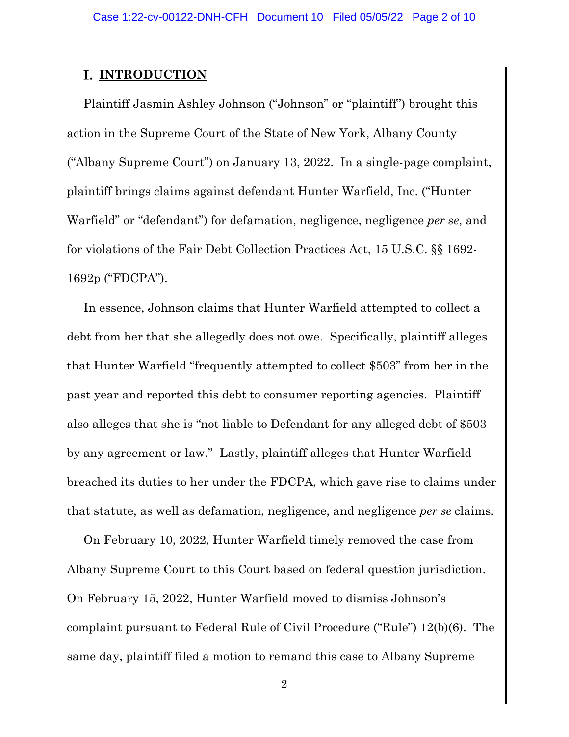## I. INTRODUCTION

Plaintiff Jasmin Ashley Johnson ("Johnson" or "plaintiff") brought this action in the Supreme Court of the State of New York, Albany County ("Albany Supreme Court") on January 13, 2022. In a single-page complaint, plaintiff brings claims against defendant Hunter Warfield, Inc. ("Hunter Warfield" or "defendant") for defamation, negligence, negligence *per se*, and for violations of the Fair Debt Collection Practices Act, 15 U.S.C. §§ 1692-1692p ("FDCPA").

In essence, Johnson claims that Hunter Warfield attempted to collect a debt from her that she allegedly does not owe. Specifically, plaintiff alleges that Hunter Warfield "frequently attempted to collect $503" from her in the past year and reported this debt to consumer reporting agencies. Plaintiff also alleges that she is "not liable to Defendant for any alleged debt of $503 by any agreement or law." Lastly, plaintiff alleges that Hunter Warfield breached its duties to her under the FDCPA, which gave rise to claims under that statute, as well as defamation, negligence, and negligence *per se* claims.

On February 10, 2022, Hunter Warfield timely removed the case from Albany Supreme Court to this Court based on federal question jurisdiction. On February 15, 2022, Hunter Warfield moved to dismiss Johnson's complaint pursuant to Federal Rule of Civil Procedure ("Rule") 12(b)(6). The same day, plaintiff filed a motion to remand this case to Albany Supreme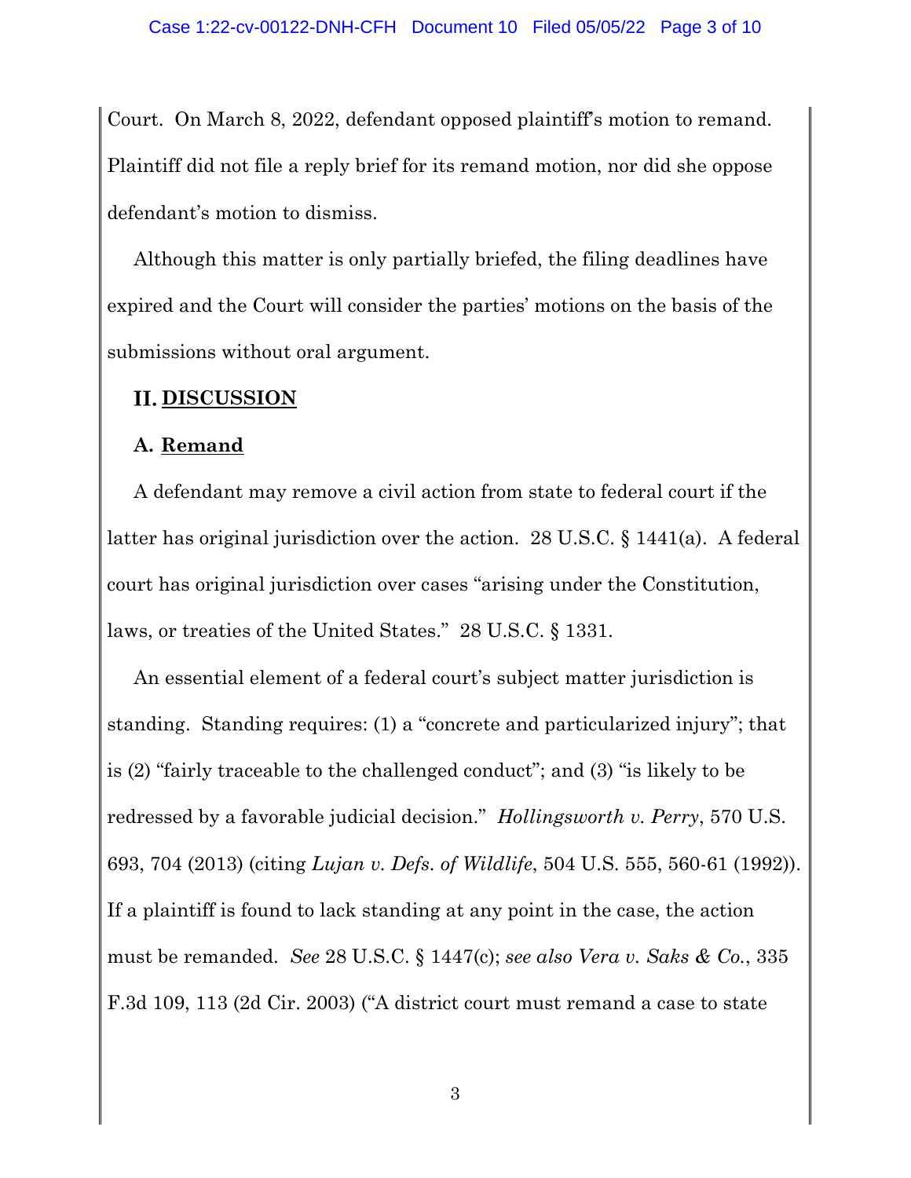Court. On March 8, 2022, defendant opposed plaintiff's motion to remand. Plaintiff did not file a reply brief for its remand motion, nor did she oppose defendant's motion to dismiss.

Although this matter is only partially briefed, the filing deadlines have expired and the Court will consider the parties' motions on the basis of the submissions without oral argument.

## II. DISCUSSION

### A. Remand

A defendant may remove a civil action from state to federal court if the latter has original jurisdiction over the action. 28 U.S.C. § 1441(a). A federal court has original jurisdiction over cases "arising under the Constitution, laws, or treaties of the United States." 28 U.S.C. § 1331.

An essential element of a federal court's subject matter jurisdiction is standing. Standing requires: (1) a "concrete and particularized injury"; that is (2) "fairly traceable to the challenged conduct"; and (3) "is likely to be redressed by a favorable judicial decision." *Hollingsworth v. Perry*, 570 U.S. 693, 704 (2013) (citing *Lujan v. Defs. of Wildlife*, 504 U.S. 555, 560-61 (1992)). If a plaintiff is found to lack standing at any point in the case, the action must be remanded. *See* 28 U.S.C. § 1447(c); *see also Vera v. Saks & Co.*, 335 F.3d 109, 113 (2d Cir. 2003) ("A district court must remand a case to state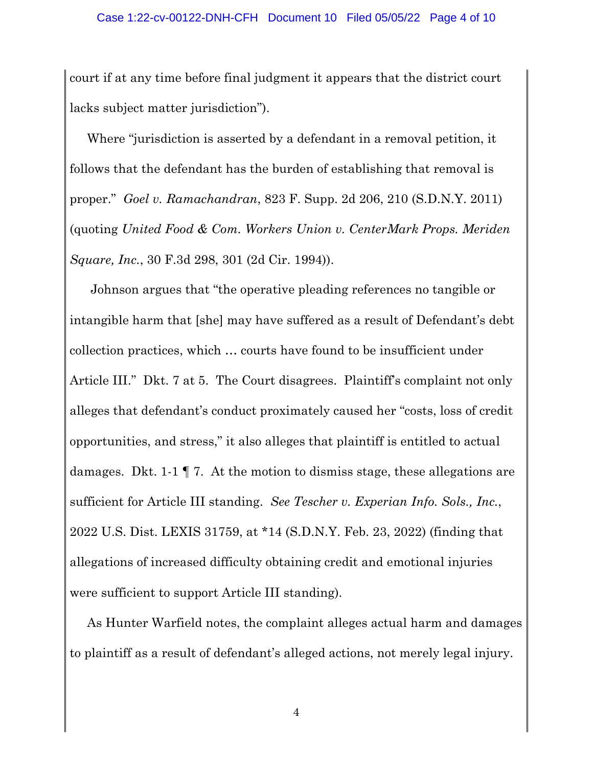court if at any time before final judgment it appears that the district court lacks subject matter jurisdiction").

Where "jurisdiction is asserted by a defendant in a removal petition, it follows that the defendant has the burden of establishing that removal is proper." *Goel v. Ramachandran*, 823 F. Supp. 2d 206, 210 (S.D.N.Y. 2011) (quoting *United Food & Com. Workers Union v. CenterMark Props. Meriden Square, Inc.*, 30 F.3d 298, 301 (2d Cir. 1994)).

Johnson argues that "the operative pleading references no tangible or intangible harm that [she] may have suffered as a result of Defendant's debt collection practices, which … courts have found to be insufficient under Article III." Dkt. 7 at 5. The Court disagrees. Plaintiff's complaint not only alleges that defendant's conduct proximately caused her "costs, loss of credit opportunities, and stress," it also alleges that plaintiff is entitled to actual damages. Dkt. 1-1 ¶ 7. At the motion to dismiss stage, these allegations are sufficient for Article III standing. *See Tescher v. Experian Info. Sols., Inc.*, 2022 U.S. Dist. LEXIS 31759, at *14 (S.D.N.Y. Feb. 23, 2022) (finding that allegations of increased difficulty obtaining credit and emotional injuries were sufficient to support Article III standing).

As Hunter Warfield notes, the complaint alleges actual harm and damages to plaintiff as a result of defendant's alleged actions, not merely legal injury.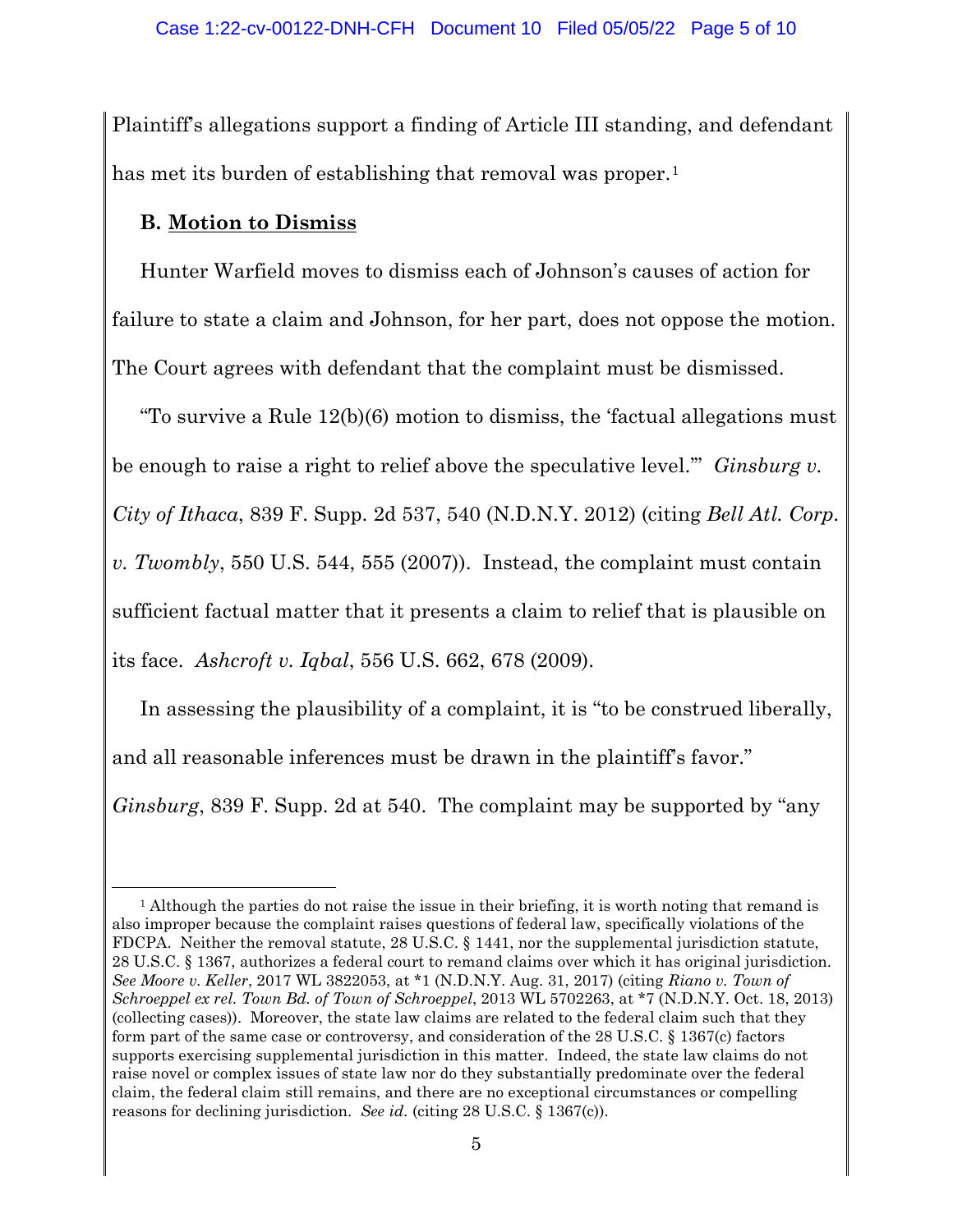Plaintiff's allegations support a finding of Article III standing, and defendant has met its burden of establishing that removal was proper.[1]

**B. Motion to Dismiss**

Hunter Warfield moves to dismiss each of Johnson's causes of action for failure to state a claim and Johnson, for her part, does not oppose the motion. The Court agrees with defendant that the complaint must be dismissed.

"To survive a Rule 12(b)(6) motion to dismiss, the 'factual allegations must be enough to raise a right to relief above the speculative level.'" *Ginsburg v. City of Ithaca*, 839 F. Supp. 2d 537, 540 (N.D.N.Y. 2012) (citing *Bell Atl. Corp. v. Twombly*, 550 U.S. 544, 555 (2007)). Instead, the complaint must contain sufficient factual matter that it presents a claim to relief that is plausible on its face. *Ashcroft v. Iqbal*, 556 U.S. 662, 678 (2009).

In assessing the plausibility of a complaint, it is "to be construed liberally, and all reasonable inferences must be drawn in the plaintiff's favor." *Ginsburg*, 839 F. Supp. 2d at 540. The complaint may be supported by "any

---

[1] Although the parties do not raise the issue in their briefing, it is worth noting that remand is also improper because the complaint raises questions of federal law, specifically violations of the FDCPA. Neither the removal statute, 28 U.S.C. § 1441, nor the supplemental jurisdiction statute, 28 U.S.C. § 1367, authorizes a federal court to remand claims over which it has original jurisdiction. *See Moore v. Keller*, 2017 WL 3822053, at *1 (N.D.N.Y. Aug. 31, 2017) (citing *Riano v. Town of Schroeppel ex rel. Town Bd. of Town of Schroeppel*, 2013 WL 5702263, at *7 (N.D.N.Y. Oct. 18, 2013) (collecting cases)). Moreover, the state law claims are related to the federal claim such that they form part of the same case or controversy, and consideration of the 28 U.S.C. § 1367(c) factors supports exercising supplemental jurisdiction in this matter. Indeed, the state law claims do not raise novel or complex issues of state law nor do they substantially predominate over the federal claim, the federal claim still remains, and there are no exceptional circumstances or compelling reasons for declining jurisdiction. *See id.* (citing 28 U.S.C. § 1367(c)).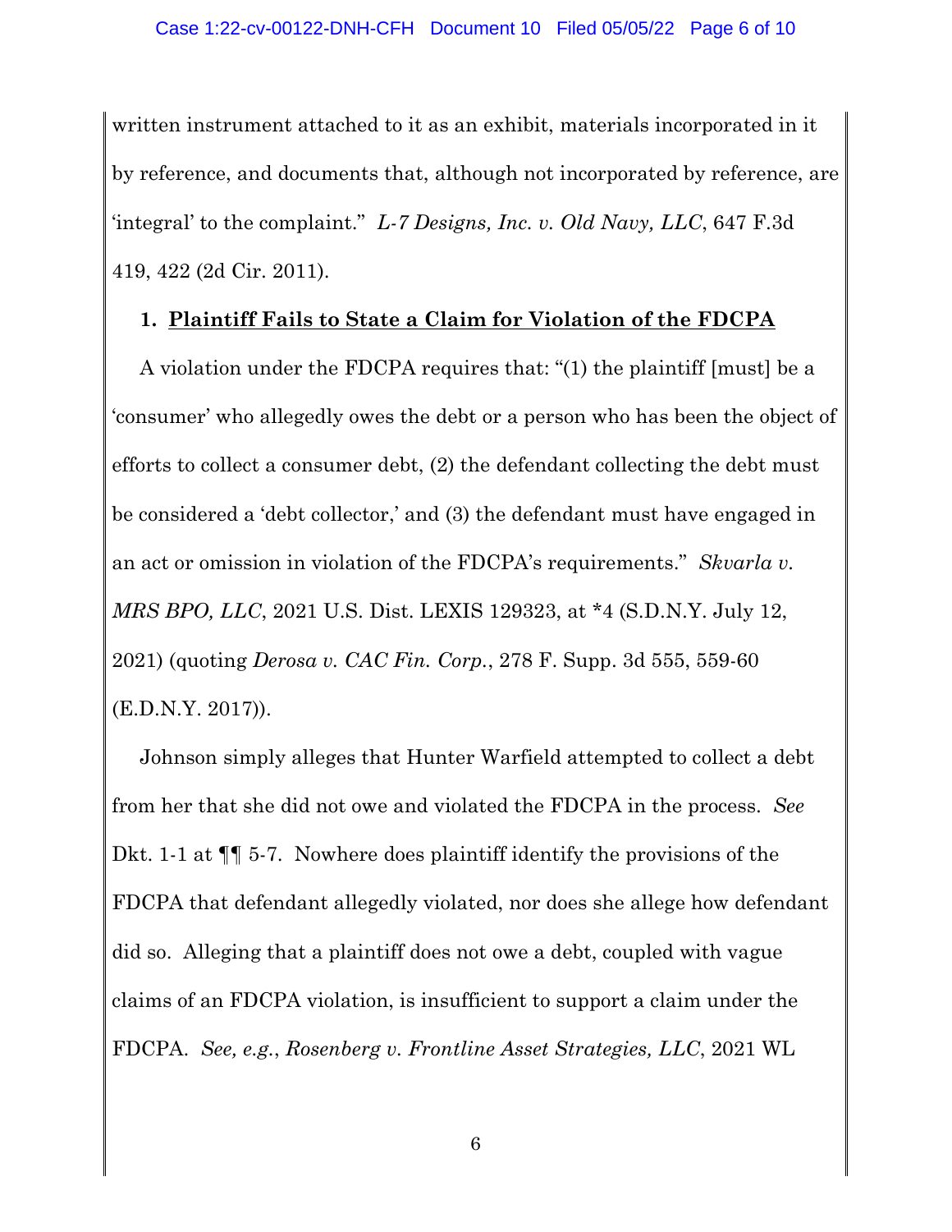written instrument attached to it as an exhibit, materials incorporated in it by reference, and documents that, although not incorporated by reference, are 'integral' to the complaint." *L-7 Designs, Inc. v. Old Navy, LLC*, 647 F.3d 419, 422 (2d Cir. 2011).

**1. <u>Plaintiff Fails to State a Claim for Violation of the FDCPA</u>**

A violation under the FDCPA requires that: "(1) the plaintiff [must] be a 'consumer' who allegedly owes the debt or a person who has been the object of efforts to collect a consumer debt, (2) the defendant collecting the debt must be considered a 'debt collector,' and (3) the defendant must have engaged in an act or omission in violation of the FDCPA's requirements." *Skvarla v. MRS BPO, LLC*, 2021 U.S. Dist. LEXIS 129323, at *4 (S.D.N.Y. July 12, 2021) (quoting *Derosa v. CAC Fin. Corp.*, 278 F. Supp. 3d 555, 559-60 (E.D.N.Y. 2017)).

Johnson simply alleges that Hunter Warfield attempted to collect a debt from her that she did not owe and violated the FDCPA in the process. *See* Dkt. 1-1 at ¶¶ 5-7. Nowhere does plaintiff identify the provisions of the FDCPA that defendant allegedly violated, nor does she allege how defendant did so. Alleging that a plaintiff does not owe a debt, coupled with vague claims of an FDCPA violation, is insufficient to support a claim under the FDCPA. *See, e.g.*, *Rosenberg v. Frontline Asset Strategies, LLC*, 2021 WL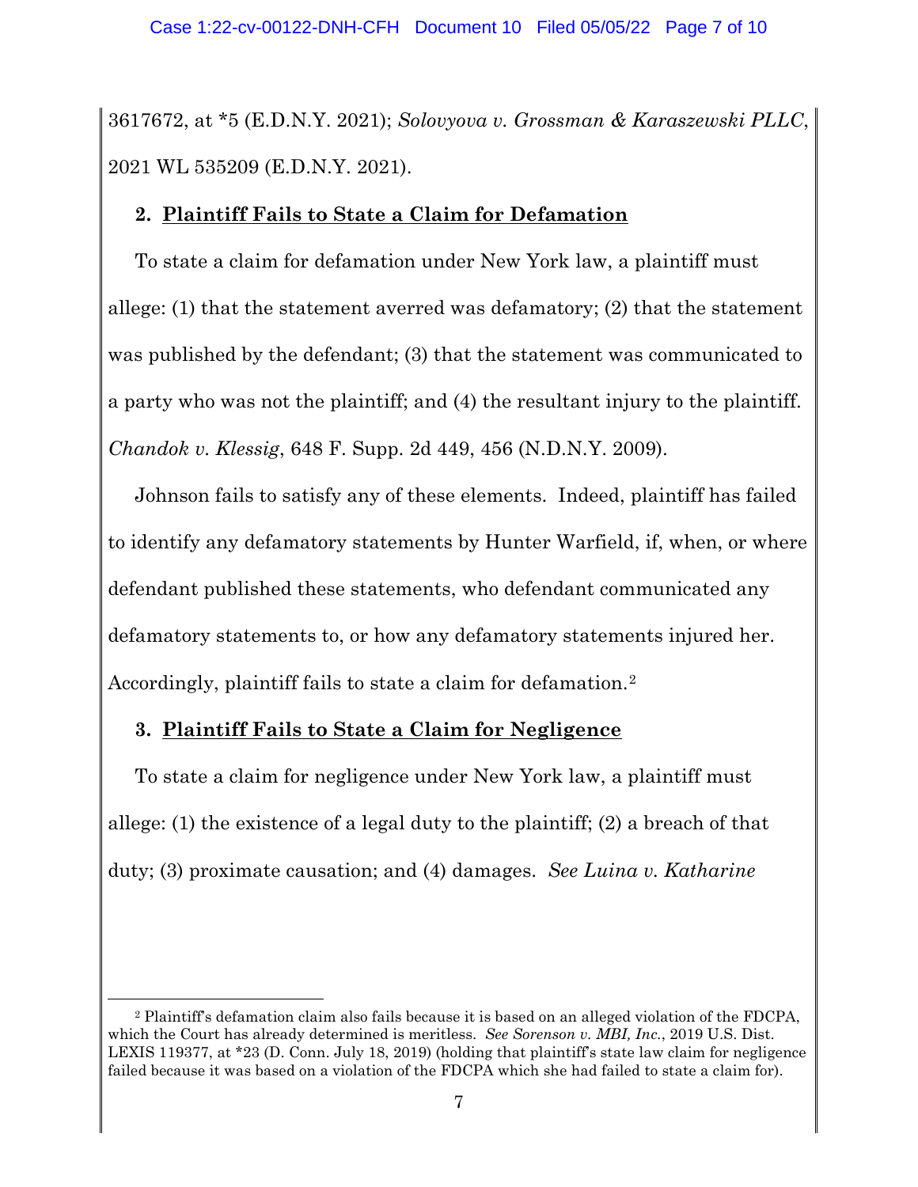3617672, at *5 (E.D.N.Y. 2021); *Solovyova v. Grossman & Karaszewski PLLC*, 2021 WL 535209 (E.D.N.Y. 2021).

### 2. Plaintiff Fails to State a Claim for Defamation

To state a claim for defamation under New York law, a plaintiff must allege: (1) that the statement averred was defamatory; (2) that the statement was published by the defendant; (3) that the statement was communicated to a party who was not the plaintiff; and (4) the resultant injury to the plaintiff. *Chandok v. Klessig*, 648 F. Supp. 2d 449, 456 (N.D.N.Y. 2009).

Johnson fails to satisfy any of these elements. Indeed, plaintiff has failed to identify any defamatory statements by Hunter Warfield, if, when, or where defendant published these statements, who defendant communicated any defamatory statements to, or how any defamatory statements injured her. Accordingly, plaintiff fails to state a claim for defamation.[2]

### 3. Plaintiff Fails to State a Claim for Negligence

To state a claim for negligence under New York law, a plaintiff must allege: (1) the existence of a legal duty to the plaintiff; (2) a breach of that duty; (3) proximate causation; and (4) damages. *See Luina v. Katharine*

---

[2] Plaintiff's defamation claim also fails because it is based on an alleged violation of the FDCPA, which the Court has already determined is meritless. *See Sorenson v. MBI, Inc.*, 2019 U.S. Dist. LEXIS 119377, at *23 (D. Conn. July 18, 2019) (holding that plaintiff's state law claim for negligence failed because it was based on a violation of the FDCPA which she had failed to state a claim for).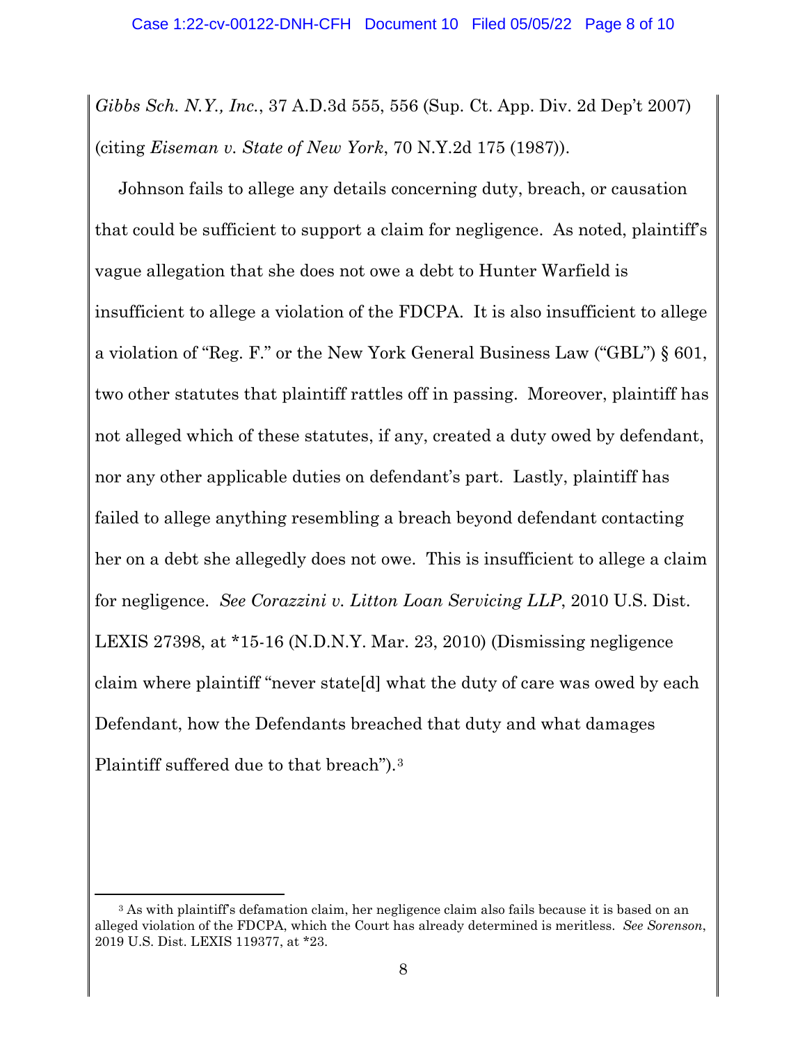*Gibbs Sch. N.Y., Inc.*, 37 A.D.3d 555, 556 (Sup. Ct. App. Div. 2d Dep't 2007) (citing *Eiseman v. State of New York*, 70 N.Y.2d 175 (1987)).

Johnson fails to allege any details concerning duty, breach, or causation that could be sufficient to support a claim for negligence. As noted, plaintiff's vague allegation that she does not owe a debt to Hunter Warfield is insufficient to allege a violation of the FDCPA. It is also insufficient to allege a violation of "Reg. F." or the New York General Business Law ("GBL") § 601, two other statutes that plaintiff rattles off in passing. Moreover, plaintiff has not alleged which of these statutes, if any, created a duty owed by defendant, nor any other applicable duties on defendant's part. Lastly, plaintiff has failed to allege anything resembling a breach beyond defendant contacting her on a debt she allegedly does not owe. This is insufficient to allege a claim for negligence. *See Corazzini v. Litton Loan Servicing LLP*, 2010 U.S. Dist. LEXIS 27398, at *15-16 (N.D.N.Y. Mar. 23, 2010) (Dismissing negligence claim where plaintiff "never state[d] what the duty of care was owed by each Defendant, how the Defendants breached that duty and what damages Plaintiff suffered due to that breach").[3]

---

[3] As with plaintiff's defamation claim, her negligence claim also fails because it is based on an alleged violation of the FDCPA, which the Court has already determined is meritless. *See Sorenson*, 2019 U.S. Dist. LEXIS 119377, at *23.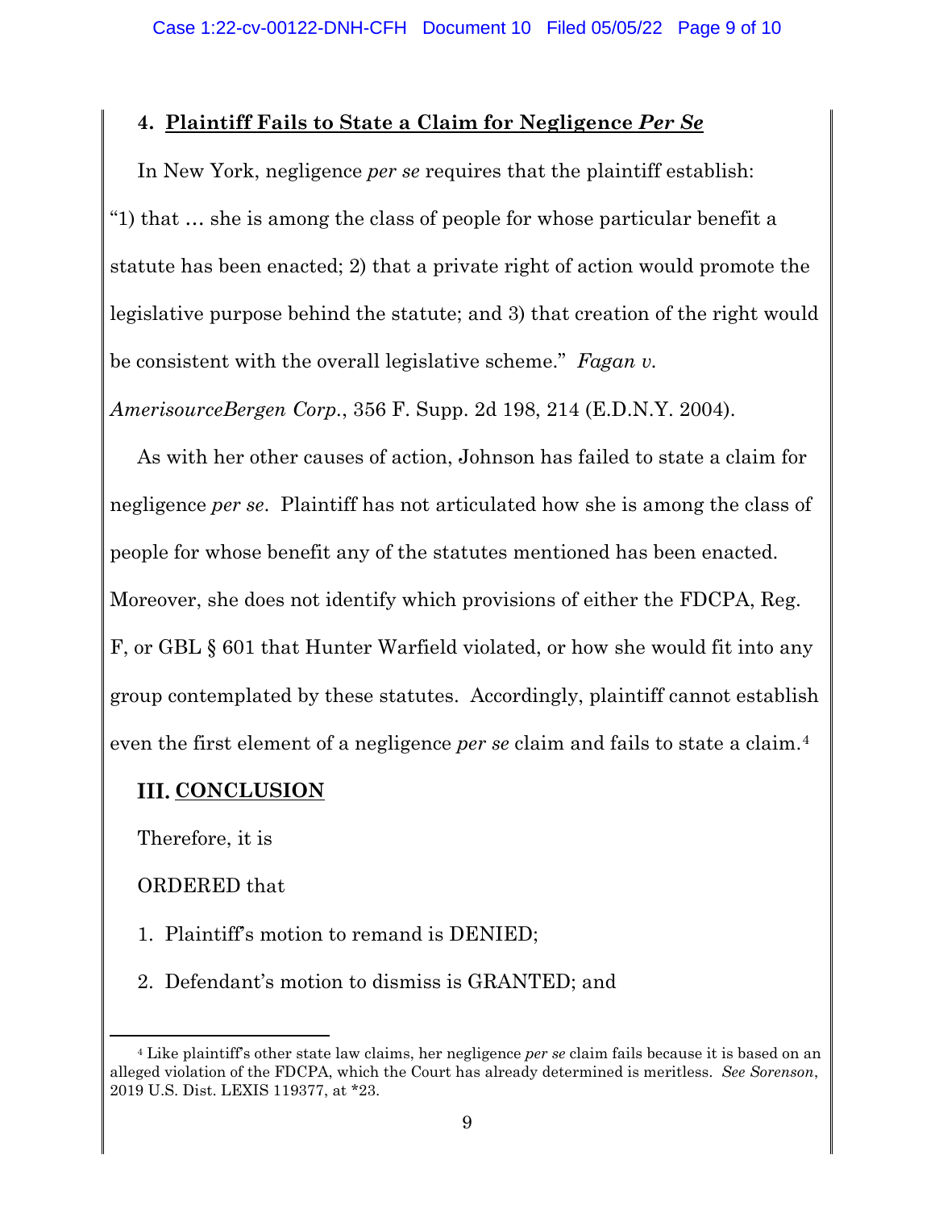#### 4. **Plaintiff Fails to State a Claim for Negligence *Per Se***

In New York, negligence *per se* requires that the plaintiff establish: "1) that … she is among the class of people for whose particular benefit a statute has been enacted; 2) that a private right of action would promote the legislative purpose behind the statute; and 3) that creation of the right would be consistent with the overall legislative scheme." *Fagan v. AmerisourceBergen Corp.*, 356 F. Supp. 2d 198, 214 (E.D.N.Y. 2004).

As with her other causes of action, Johnson has failed to state a claim for negligence *per se*. Plaintiff has not articulated how she is among the class of people for whose benefit any of the statutes mentioned has been enacted. Moreover, she does not identify which provisions of either the FDCPA, Reg. F, or GBL § 601 that Hunter Warfield violated, or how she would fit into any group contemplated by these statutes. Accordingly, plaintiff cannot establish even the first element of a negligence *per se* claim and fails to state a claim.[4]

## III. **CONCLUSION**

Therefore, it is

ORDERED that

1. Plaintiff's motion to remand is DENIED;
2. Defendant's motion to dismiss is GRANTED; and

---

[4] Like plaintiff's other state law claims, her negligence *per se* claim fails because it is based on an alleged violation of the FDCPA, which the Court has already determined is meritless. *See Sorenson*, 2019 U.S. Dist. LEXIS 119377, at *23.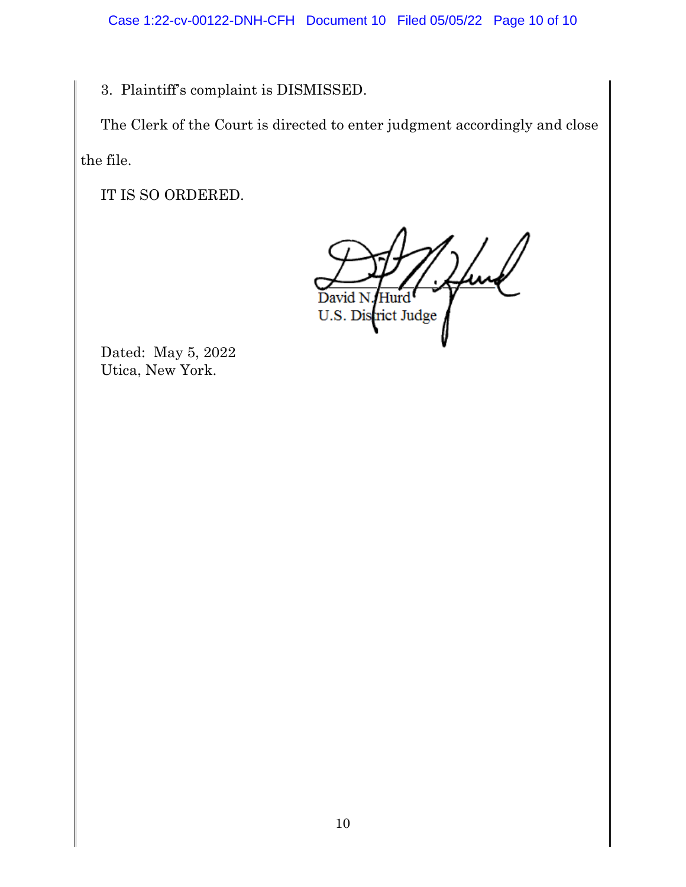3. Plaintiff's complaint is DISMISSED.

The Clerk of the Court is directed to enter judgment accordingly and close the file.

IT IS SO ORDERED.

David N. Hurd
U.S. District Judge

Dated: May 5, 2022
Utica, New York.